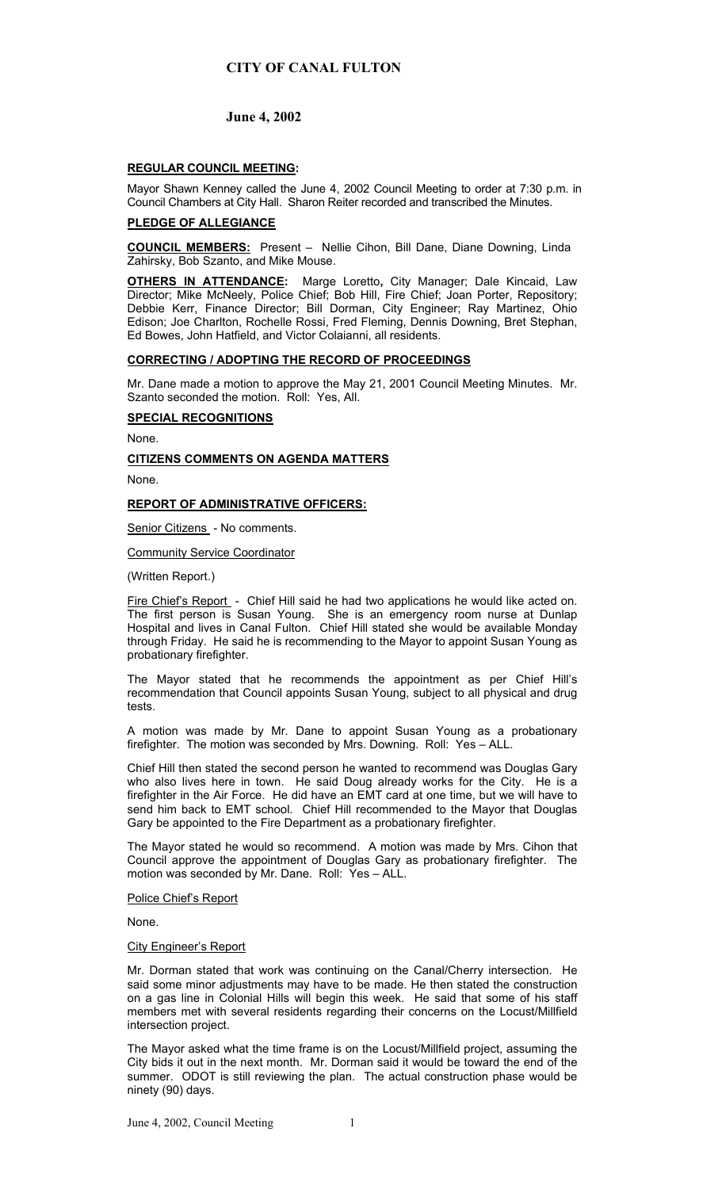# CITY OF CANAL FULTON

## June 4, 2002

**REGULAR COUNCIL MEETING:**

Mayor Shawn Kenney called the June 4, 2002 Council Meeting to order at 7:30 p.m. in Council Chambers at City Hall. Sharon Reiter recorded and transcribed the Minutes.

**PLEDGE OF ALLEGIANCE**

**COUNCIL MEMBERS:** Present – Nellie Cihon, Bill Dane, Diane Downing, Linda Zahirsky, Bob Szanto, and Mike Mouse.

**OTHERS IN ATTENDANCE:** Marge Loretto, City Manager; Dale Kincaid, Law Director; Mike McNeely, Police Chief; Bob Hill, Fire Chief; Joan Porter, Repository; Debbie Kerr, Finance Director; Bill Dorman, City Engineer; Ray Martinez, Ohio Edison; Joe Charlton, Rochelle Rossi, Fred Fleming, Dennis Downing, Bret Stephan, Ed Bowes, John Hatfield, and Victor Colaianni, all residents.

**CORRECTING / ADOPTING THE RECORD OF PROCEEDINGS**

Mr. Dane made a motion to approve the May 21, 2001 Council Meeting Minutes. Mr. Szanto seconded the motion. Roll: Yes, All.

**SPECIAL RECOGNITIONS**

None.

**CITIZENS COMMENTS ON AGENDA MATTERS**

None.

**REPORT OF ADMINISTRATIVE OFFICERS:**

Senior Citizens - No comments.

Community Service Coordinator

(Written Report.)

Fire Chief's Report - Chief Hill said he had two applications he would like acted on. The first person is Susan Young. She is an emergency room nurse at Dunlap Hospital and lives in Canal Fulton. Chief Hill stated she would be available Monday through Friday. He said he is recommending to the Mayor to appoint Susan Young as probationary firefighter.

The Mayor stated that he recommends the appointment as per Chief Hill's recommendation that Council appoints Susan Young, subject to all physical and drug tests.

A motion was made by Mr. Dane to appoint Susan Young as a probationary firefighter. The motion was seconded by Mrs. Downing. Roll: Yes – ALL.

Chief Hill then stated the second person he wanted to recommend was Douglas Gary who also lives here in town. He said Doug already works for the City. He is a firefighter in the Air Force. He did have an EMT card at one time, but we will have to send him back to EMT school. Chief Hill recommended to the Mayor that Douglas Gary be appointed to the Fire Department as a probationary firefighter.

The Mayor stated he would so recommend. A motion was made by Mrs. Cihon that Council approve the appointment of Douglas Gary as probationary firefighter. The motion was seconded by Mr. Dane. Roll: Yes – ALL.

Police Chief's Report

None.

City Engineer's Report

Mr. Dorman stated that work was continuing on the Canal/Cherry intersection. He said some minor adjustments may have to be made. He then stated the construction on a gas line in Colonial Hills will begin this week. He said that some of his staff members met with several residents regarding their concerns on the Locust/Millfield intersection project.

The Mayor asked what the time frame is on the Locust/Millfield project, assuming the City bids it out in the next month. Mr. Dorman said it would be toward the end of the summer. ODOT is still reviewing the plan. The actual construction phase would be ninety (90) days.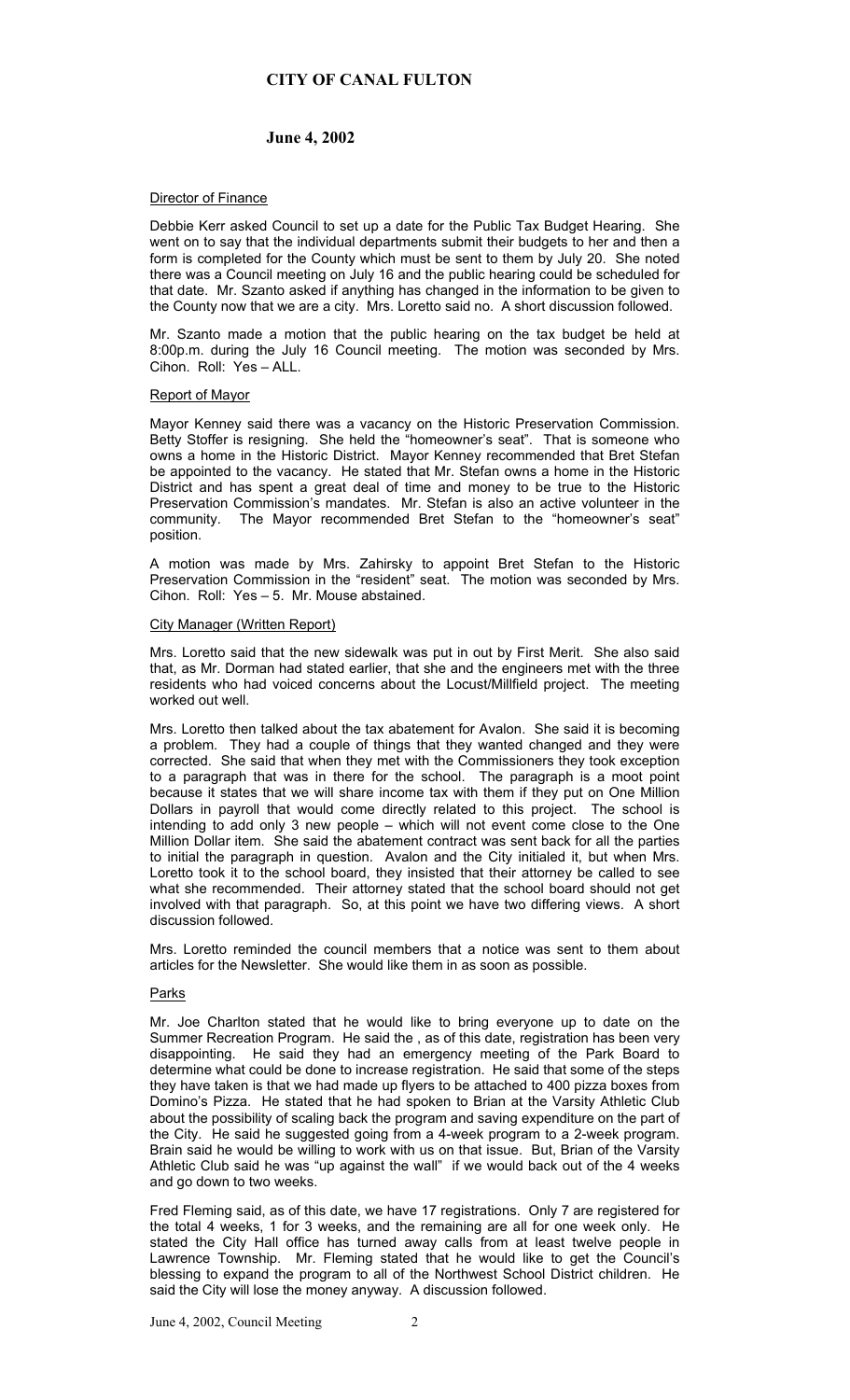# CITY OF CANAL FULTON

## June 4, 2002

### Director of Finance

Debbie Kerr asked Council to set up a date for the Public Tax Budget Hearing. She went on to say that the individual departments submit their budgets to her and then a form is completed for the County which must be sent to them by July 20. She noted there was a Council meeting on July 16 and the public hearing could be scheduled for that date. Mr. Szanto asked if anything has changed in the information to be given to the County now that we are a city. Mrs. Loretto said no. A short discussion followed.

Mr. Szanto made a motion that the public hearing on the tax budget be held at 8:00p.m. during the July 16 Council meeting. The motion was seconded by Mrs. Cihon. Roll: Yes – ALL.

### Report of Mayor

Mayor Kenney said there was a vacancy on the Historic Preservation Commission. Betty Stoffer is resigning. She held the "homeowner's seat". That is someone who owns a home in the Historic District. Mayor Kenney recommended that Bret Stefan be appointed to the vacancy. He stated that Mr. Stefan owns a home in the Historic District and has spent a great deal of time and money to be true to the Historic Preservation Commission's mandates. Mr. Stefan is also an active volunteer in the community. The Mayor recommended Bret Stefan to the "homeowner's seat" position.

A motion was made by Mrs. Zahirsky to appoint Bret Stefan to the Historic Preservation Commission in the "resident" seat. The motion was seconded by Mrs. Cihon. Roll: Yes – 5. Mr. Mouse abstained.

### City Manager (Written Report)

Mrs. Loretto said that the new sidewalk was put in out by First Merit. She also said that, as Mr. Dorman had stated earlier, that she and the engineers met with the three residents who had voiced concerns about the Locust/Millfield project. The meeting worked out well.

Mrs. Loretto then talked about the tax abatement for Avalon. She said it is becoming a problem. They had a couple of things that they wanted changed and they were corrected. She said that when they met with the Commissioners they took exception to a paragraph that was in there for the school. The paragraph is a moot point because it states that we will share income tax with them if they put on One Million Dollars in payroll that would come directly related to this project. The school is intending to add only 3 new people – which will not event come close to the One Million Dollar item. She said the abatement contract was sent back for all the parties to initial the paragraph in question. Avalon and the City initialed it, but when Mrs. Loretto took it to the school board, they insisted that their attorney be called to see what she recommended. Their attorney stated that the school board should not get involved with that paragraph. So, at this point we have two differing views. A short discussion followed.

Mrs. Loretto reminded the council members that a notice was sent to them about articles for the Newsletter. She would like them in as soon as possible.

### Parks

Mr. Joe Charlton stated that he would like to bring everyone up to date on the Summer Recreation Program. He said the , as of this date, registration has been very disappointing. He said they had an emergency meeting of the Park Board to determine what could be done to increase registration. He said that some of the steps they have taken is that we had made up flyers to be attached to 400 pizza boxes from Domino's Pizza. He stated that he had spoken to Brian at the Varsity Athletic Club about the possibility of scaling back the program and saving expenditure on the part of the City. He said he suggested going from a 4-week program to a 2-week program. Brain said he would be willing to work with us on that issue. But, Brian of the Varsity Athletic Club said he was "up against the wall" if we would back out of the 4 weeks and go down to two weeks.

Fred Fleming said, as of this date, we have 17 registrations. Only 7 are registered for the total 4 weeks, 1 for 3 weeks, and the remaining are all for one week only. He stated the City Hall office has turned away calls from at least twelve people in Lawrence Township. Mr. Fleming stated that he would like to get the Council's blessing to expand the program to all of the Northwest School District children. He said the City will lose the money anyway. A discussion followed.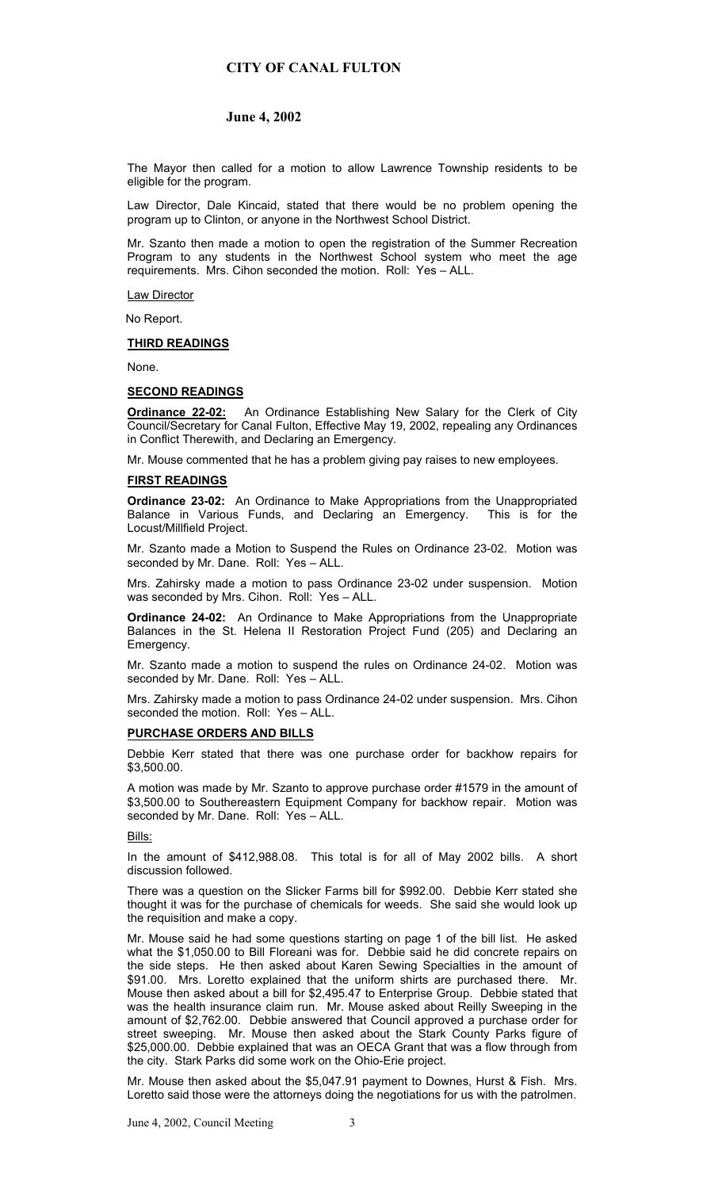The Mayor then called for a motion to allow Lawrence Township residents to be eligible for the program.

Law Director, Dale Kincaid, stated that there would be no problem opening the program up to Clinton, or anyone in the Northwest School District.

Mr. Szanto then made a motion to open the registration of the Summer Recreation Program to any students in the Northwest School system who meet the age requirements. Mrs. Cihon seconded the motion. Roll: Yes – ALL.

Law Director

No Report.

## THIRD READINGS

None.

## SECOND READINGS

**Ordinance 22-02:** An Ordinance Establishing New Salary for the Clerk of City Council/Secretary for Canal Fulton, Effective May 19, 2002, repealing any Ordinances in Conflict Therewith, and Declaring an Emergency.

Mr. Mouse commented that he has a problem giving pay raises to new employees.

## FIRST READINGS

**Ordinance 23-02:** An Ordinance to Make Appropriations from the Unappropriated Balance in Various Funds, and Declaring an Emergency. This is for the Locust/Millfield Project.

Mr. Szanto made a Motion to Suspend the Rules on Ordinance 23-02. Motion was seconded by Mr. Dane. Roll: Yes – ALL.

Mrs. Zahirsky made a motion to pass Ordinance 23-02 under suspension. Motion was seconded by Mrs. Cihon. Roll: Yes – ALL.

**Ordinance 24-02:** An Ordinance to Make Appropriations from the Unappropriate Balances in the St. Helena II Restoration Project Fund (205) and Declaring an Emergency.

Mr. Szanto made a motion to suspend the rules on Ordinance 24-02. Motion was seconded by Mr. Dane. Roll: Yes – ALL.

Mrs. Zahirsky made a motion to pass Ordinance 24-02 under suspension. Mrs. Cihon seconded the motion. Roll: Yes – ALL.

## PURCHASE ORDERS AND BILLS

Debbie Kerr stated that there was one purchase order for backhow repairs for $3,500.00.

A motion was made by Mr. Szanto to approve purchase order #1579 in the amount of $3,500.00 to Southereastern Equipment Company for backhow repair. Motion was seconded by Mr. Dane. Roll: Yes – ALL.

Bills:

In the amount of $412,988.08. This total is for all of May 2002 bills. A short discussion followed.

There was a question on the Slicker Farms bill for $992.00. Debbie Kerr stated she thought it was for the purchase of chemicals for weeds. She said she would look up the requisition and make a copy.

Mr. Mouse said he had some questions starting on page 1 of the bill list. He asked what the $1,050.00 to Bill Floreani was for. Debbie said he did concrete repairs on the side steps. He then asked about Karen Sewing Specialties in the amount of $91.00. Mrs. Loretto explained that the uniform shirts are purchased there. Mr. Mouse then asked about a bill for $2,495.47 to Enterprise Group. Debbie stated that was the health insurance claim run. Mr. Mouse asked about Reilly Sweeping in the amount of $2,762.00. Debbie answered that Council approved a purchase order for street sweeping. Mr. Mouse then asked about the Stark County Parks figure of $25,000.00. Debbie explained that was an OECA Grant that was a flow through from the city. Stark Parks did some work on the Ohio-Erie project.

Mr. Mouse then asked about the $5,047.91 payment to Downes, Hurst & Fish. Mrs. Loretto said those were the attorneys doing the negotiations for us with the patrolmen.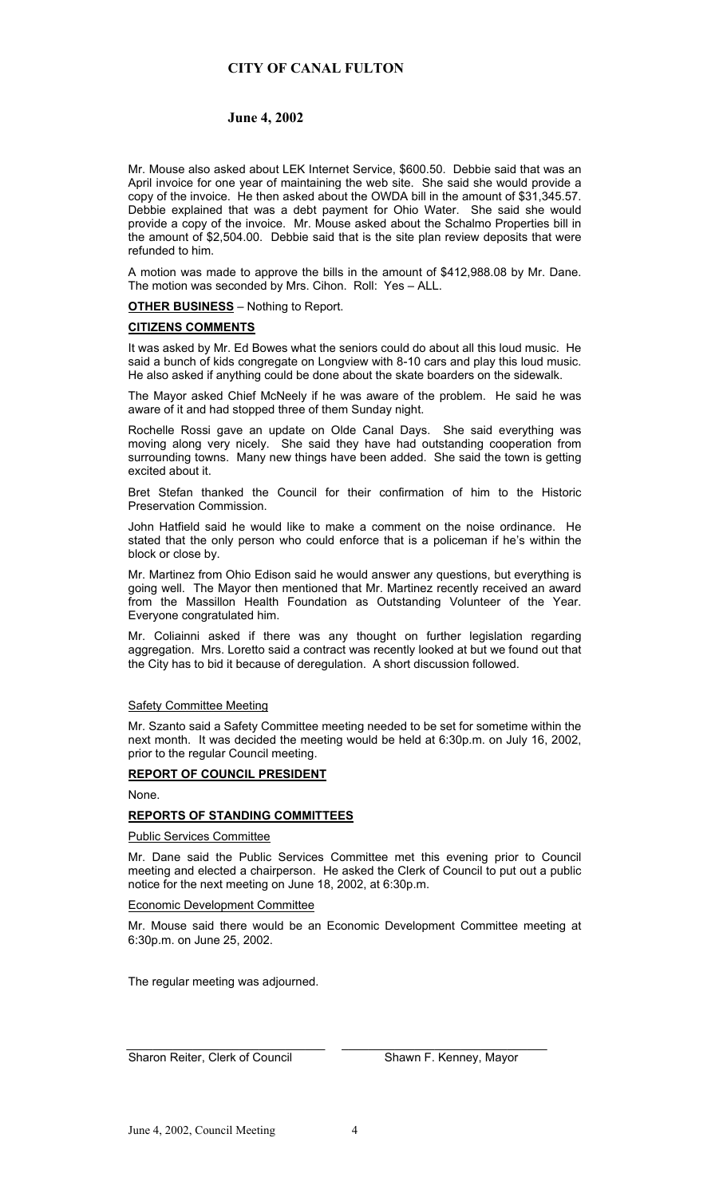Mr. Mouse also asked about LEK Internet Service, $600.50. Debbie said that was an April invoice for one year of maintaining the web site. She said she would provide a copy of the invoice. He then asked about the OWDA bill in the amount of $31,345.57. Debbie explained that was a debt payment for Ohio Water. She said she would provide a copy of the invoice. Mr. Mouse asked about the Schalmo Properties bill in the amount of $2,504.00. Debbie said that is the site plan review deposits that were refunded to him.

A motion was made to approve the bills in the amount of $412,988.08 by Mr. Dane. The motion was seconded by Mrs. Cihon. Roll: Yes – ALL.

**OTHER BUSINESS** – Nothing to Report.

**CITIZENS COMMENTS**

It was asked by Mr. Ed Bowes what the seniors could do about all this loud music. He said a bunch of kids congregate on Longview with 8-10 cars and play this loud music. He also asked if anything could be done about the skate boarders on the sidewalk.

The Mayor asked Chief McNeely if he was aware of the problem. He said he was aware of it and had stopped three of them Sunday night.

Rochelle Rossi gave an update on Olde Canal Days. She said everything was moving along very nicely. She said they have had outstanding cooperation from surrounding towns. Many new things have been added. She said the town is getting excited about it.

Bret Stefan thanked the Council for their confirmation of him to the Historic Preservation Commission.

John Hatfield said he would like to make a comment on the noise ordinance. He stated that the only person who could enforce that is a policeman if he's within the block or close by.

Mr. Martinez from Ohio Edison said he would answer any questions, but everything is going well. The Mayor then mentioned that Mr. Martinez recently received an award from the Massillon Health Foundation as Outstanding Volunteer of the Year. Everyone congratulated him.

Mr. Coliainni asked if there was any thought on further legislation regarding aggregation. Mrs. Loretto said a contract was recently looked at but we found out that the City has to bid it because of deregulation. A short discussion followed.

Safety Committee Meeting

Mr. Szanto said a Safety Committee meeting needed to be set for sometime within the next month. It was decided the meeting would be held at 6:30p.m. on July 16, 2002, prior to the regular Council meeting.

**REPORT OF COUNCIL PRESIDENT**

None.

**REPORTS OF STANDING COMMITTEES**

Public Services Committee

Mr. Dane said the Public Services Committee met this evening prior to Council meeting and elected a chairperson. He asked the Clerk of Council to put out a public notice for the next meeting on June 18, 2002, at 6:30p.m.

Economic Development Committee

Mr. Mouse said there would be an Economic Development Committee meeting at 6:30p.m. on June 25, 2002.

The regular meeting was adjourned.

Sharon Reiter, Clerk of Council

Shawn F. Kenney, Mayor